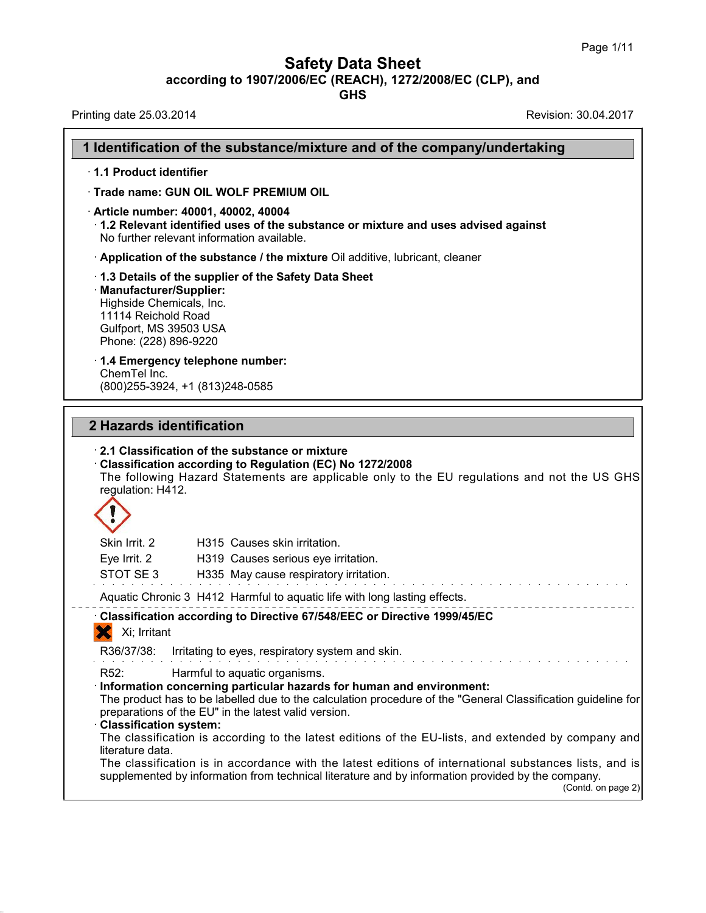# Safety Data Sheet

**according to 1907/2006/EC (REACH), 1272/2008/EC (CLP), and GHS**

Printing date 25.03.2014 Revision: 30.04.2017

## 1 Identification of the substance/mixture and of the company/undertaking

· **1.1 Product identifier**

· **Trade name: GUN OIL WOLF PREMIUM OIL**

· **Article number: 40001, 40002, 40004**

· **1.2 Relevant identified uses of the substance or mixture and uses advised against**
No further relevant information available.

· **Application of the substance / the mixture** Oil additive, lubricant, cleaner

· **1.3 Details of the supplier of the Safety Data Sheet**

· **Manufacturer/Supplier:**
Highside Chemicals, Inc.
11114 Reichold Road
Gulfport, MS 39503 USA
Phone: (228) 896-9220

· **1.4 Emergency telephone number:**
ChemTel Inc.
(800)255-3924, +1 (813)248-0585

## 2 Hazards identification

· **2.1 Classification of the substance or mixture**

· **Classification according to Regulation (EC) No 1272/2008**
The following Hazard Statements are applicable only to the EU regulations and not the US GHS regulation: H412.

| | | |
|---|---|---|
| Skin Irrit. 2 | H315 | Causes skin irritation. |
| Eye Irrit. 2 | H319 | Causes serious eye irritation. |
| STOT SE 3 | H335 | May cause respiratory irritation. |
| Aquatic Chronic 3 | H412 | Harmful to aquatic life with long lasting effects. |

· **Classification according to Directive 67/548/EEC or Directive 1999/45/EC**

Xi; Irritant

R36/37/38: Irritating to eyes, respiratory system and skin.

R52: Harmful to aquatic organisms.

· **Information concerning particular hazards for human and environment:**
The product has to be labelled due to the calculation procedure of the "General Classification guideline for preparations of the EU" in the latest valid version.

· **Classification system:**
The classification is according to the latest editions of the EU-lists, and extended by company and literature data.
The classification is in accordance with the latest editions of international substances lists, and is supplemented by information from technical literature and by information provided by the company.

(Contd. on page 2)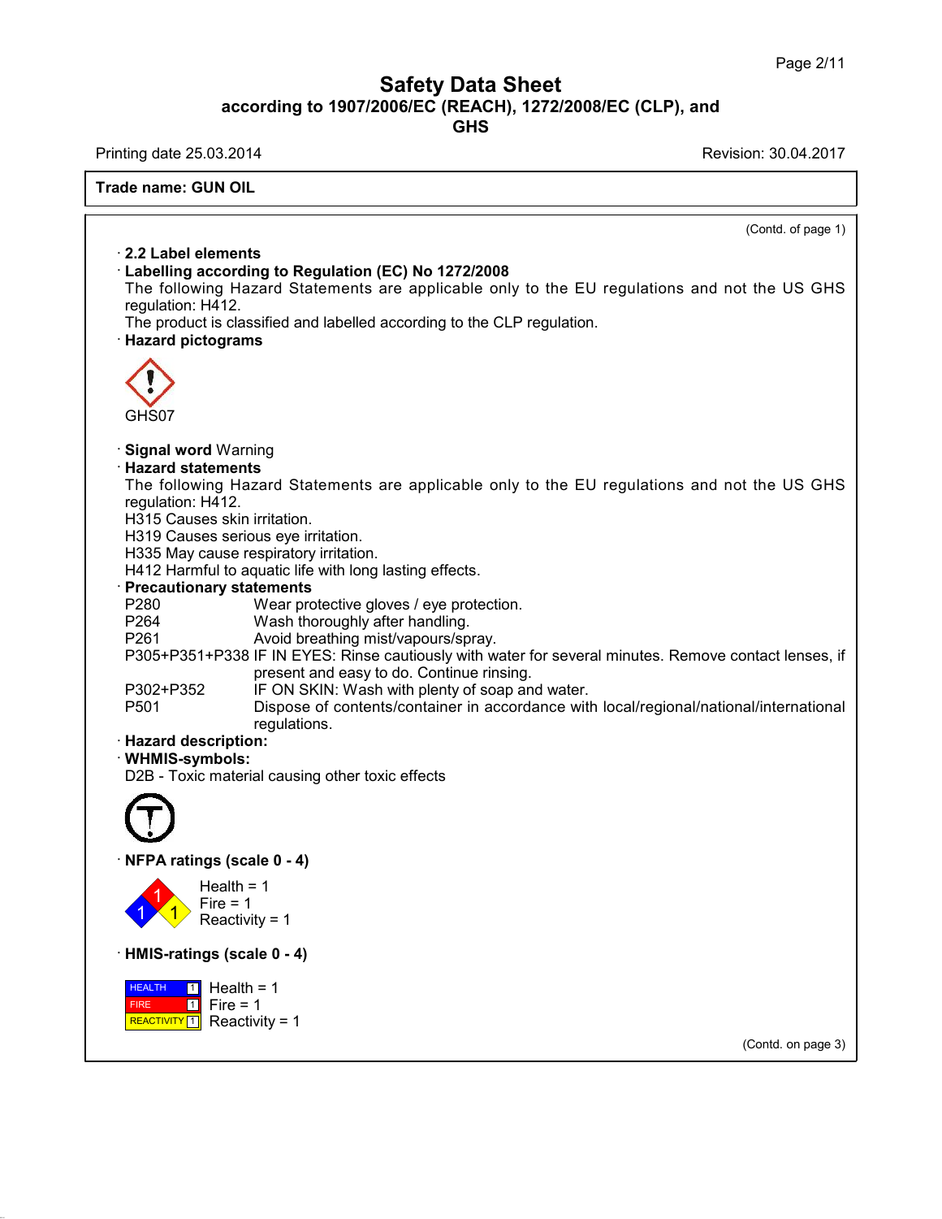(Contd. of page 1)

· **2.2 Label elements**

· **Labelling according to Regulation (EC) No 1272/2008**

The following Hazard Statements are applicable only to the EU regulations and not the US GHS regulation: H412.

The product is classified and labelled according to the CLP regulation.

· **Hazard pictograms**

GHS07

· **Signal word** Warning

· **Hazard statements**

The following Hazard Statements are applicable only to the EU regulations and not the US GHS regulation: H412.

H315 Causes skin irritation.

H319 Causes serious eye irritation.

H335 May cause respiratory irritation.

H412 Harmful to aquatic life with long lasting effects.

· **Precautionary statements**

| | |
|---|---|
| P280 | Wear protective gloves / eye protection. |
| P264 | Wash thoroughly after handling. |
| P261 | Avoid breathing mist/vapours/spray. |
| P305+P351+P338 | IF IN EYES: Rinse cautiously with water for several minutes. Remove contact lenses, if present and easy to do. Continue rinsing. |
| P302+P352 | IF ON SKIN: Wash with plenty of soap and water. |
| P501 | Dispose of contents/container in accordance with local/regional/national/international regulations. |

· **Hazard description:**

· **WHMIS-symbols:**

D2B - Toxic material causing other toxic effects

· **NFPA ratings (scale 0 - 4)**

Health = 1
Fire = 1
Reactivity = 1

· **HMIS-ratings (scale 0 - 4)**

| | | |
|---|---|---|
| HEALTH | 1 | Health = 1 |
| FIRE | 1 | Fire = 1 |
| REACTIVITY | 1 | Reactivity = 1 |

(Contd. on page 3)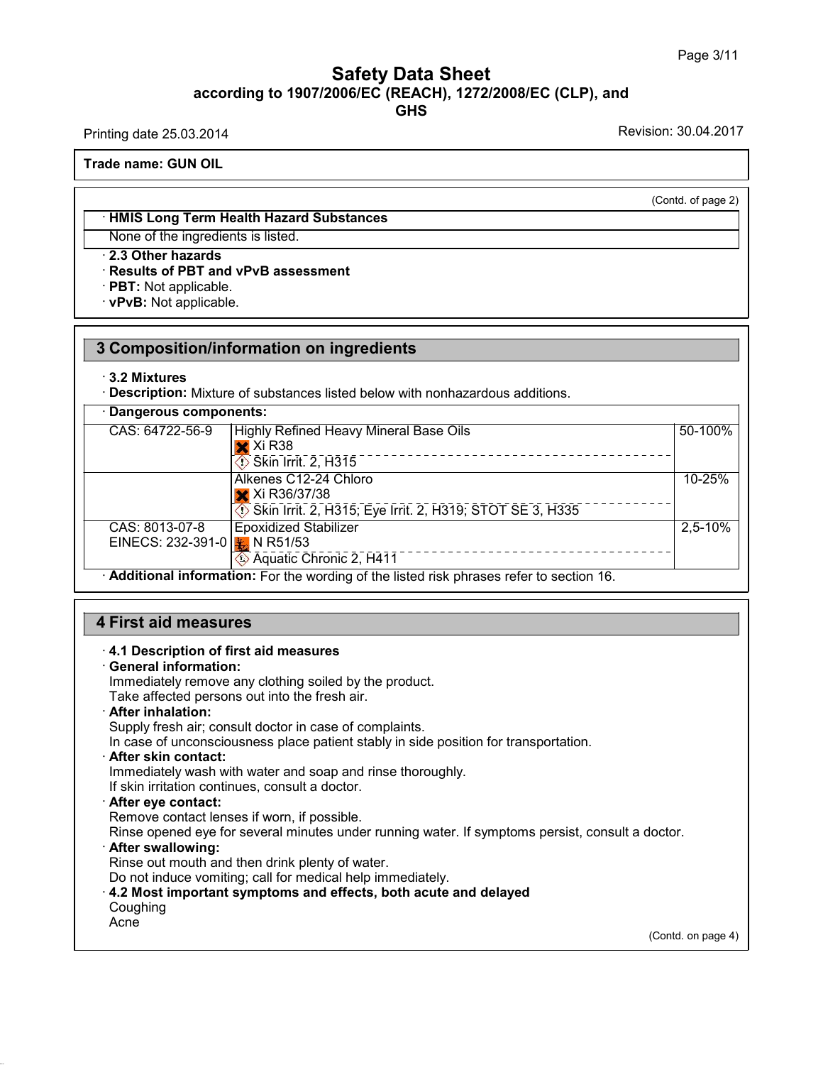(Contd. of page 2)

· **HMIS Long Term Health Hazard Substances**

None of the ingredients is listed.

· **2.3 Other hazards**

· **Results of PBT and vPvB assessment**

· **PBT:** Not applicable.

· **vPvB:** Not applicable.

## 3 Composition/information on ingredients

· **3.2 Mixtures**

· **Description:** Mixture of substances listed below with nonhazardous additions.

| · **Dangerous components:** | | |
|---|---|---|
| CAS: 64722-56-9 | Highly Refined Heavy Mineral Base Oils<br>Xi R38<br>Skin Irrit. 2, H315 | 50-100% |
| | Alkenes C12-24 Chloro<br>Xi R36/37/38<br>Skin Irrit. 2, H315; Eye Irrit. 2, H319; STOT SE 3, H335 | 10-25% |
| CAS: 8013-07-8<br>EINECS: 232-391-0 | Epoxidized Stabilizer<br>N R51/53<br>Aquatic Chronic 2, H411 | 2,5-10% |

· **Additional information:** For the wording of the listed risk phrases refer to section 16.

## 4 First aid measures

· **4.1 Description of first aid measures**

· **General information:**

Immediately remove any clothing soiled by the product.
Take affected persons out into the fresh air.

· **After inhalation:**

Supply fresh air; consult doctor in case of complaints.
In case of unconsciousness place patient stably in side position for transportation.

· **After skin contact:**

Immediately wash with water and soap and rinse thoroughly.
If skin irritation continues, consult a doctor.

· **After eye contact:**

Remove contact lenses if worn, if possible.
Rinse opened eye for several minutes under running water. If symptoms persist, consult a doctor.

· **After swallowing:**

Rinse out mouth and then drink plenty of water.
Do not induce vomiting; call for medical help immediately.

· **4.2 Most important symptoms and effects, both acute and delayed**

Coughing
Acne

(Contd. on page 4)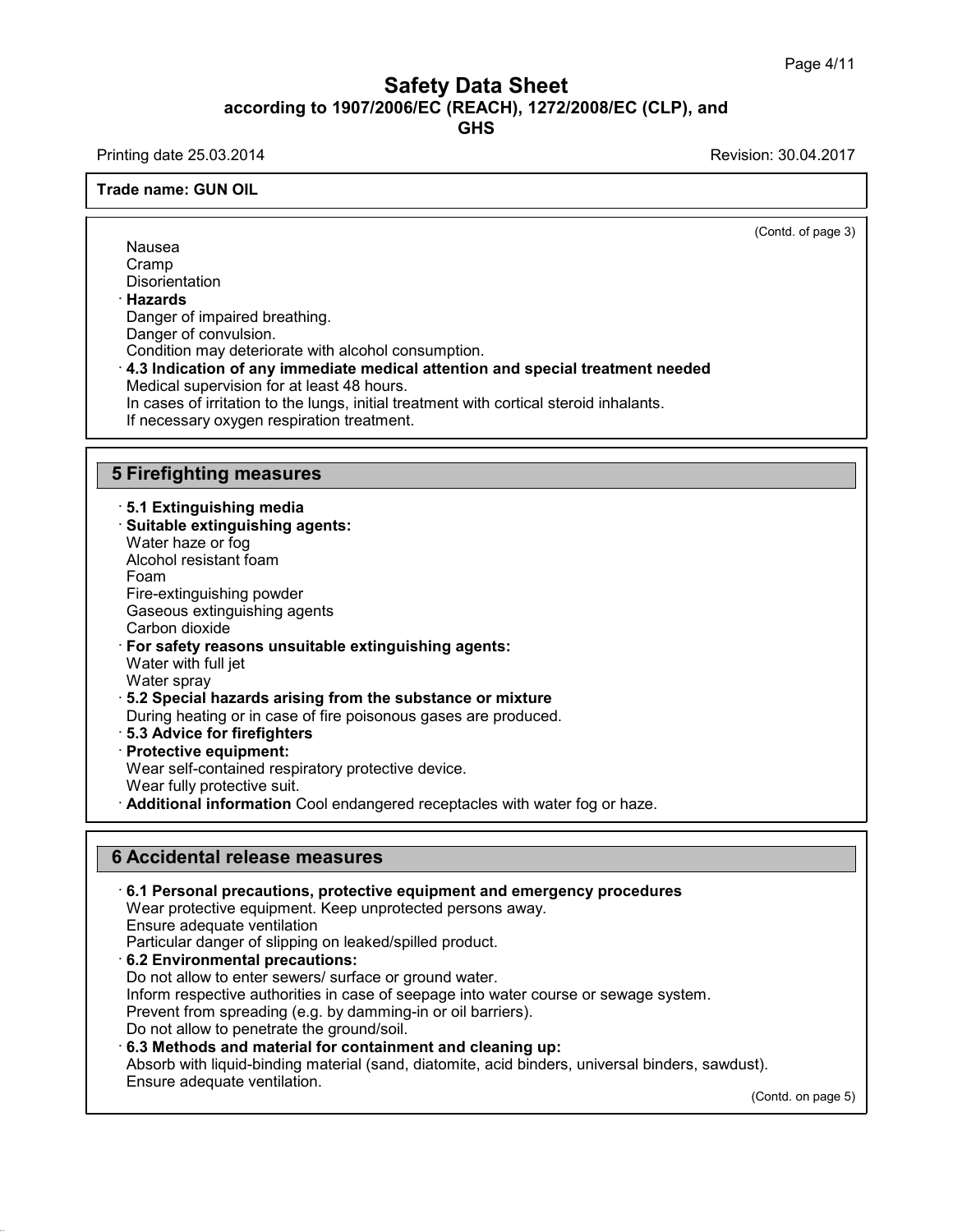(Contd. of page 3)

Nausea
Cramp
Disorientation

· **Hazards**
Danger of impaired breathing.
Danger of convulsion.
Condition may deteriorate with alcohol consumption.

· **4.3 Indication of any immediate medical attention and special treatment needed**
Medical supervision for at least 48 hours.
In cases of irritation to the lungs, initial treatment with cortical steroid inhalants.
If necessary oxygen respiration treatment.

## 5 Firefighting measures

· **5.1 Extinguishing media**

· **Suitable extinguishing agents:**
Water haze or fog
Alcohol resistant foam
Foam
Fire-extinguishing powder
Gaseous extinguishing agents
Carbon dioxide

· **For safety reasons unsuitable extinguishing agents:**
Water with full jet
Water spray

· **5.2 Special hazards arising from the substance or mixture**
During heating or in case of fire poisonous gases are produced.

· **5.3 Advice for firefighters**

· **Protective equipment:**
Wear self-contained respiratory protective device.
Wear fully protective suit.

· **Additional information** Cool endangered receptacles with water fog or haze.

## 6 Accidental release measures

· **6.1 Personal precautions, protective equipment and emergency procedures**
Wear protective equipment. Keep unprotected persons away.
Ensure adequate ventilation
Particular danger of slipping on leaked/spilled product.

· **6.2 Environmental precautions:**
Do not allow to enter sewers/ surface or ground water.
Inform respective authorities in case of seepage into water course or sewage system.
Prevent from spreading (e.g. by damming-in or oil barriers).
Do not allow to penetrate the ground/soil.

· **6.3 Methods and material for containment and cleaning up:**
Absorb with liquid-binding material (sand, diatomite, acid binders, universal binders, sawdust).
Ensure adequate ventilation.

(Contd. on page 5)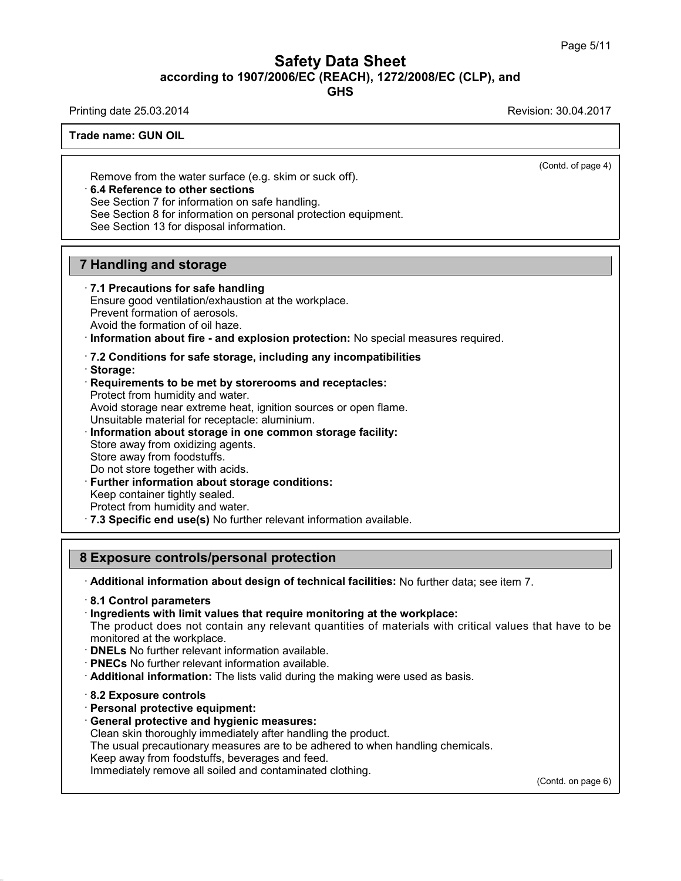(Contd. of page 4)

Remove from the water surface (e.g. skim or suck off).

· **6.4 Reference to other sections**
See Section 7 for information on safe handling.
See Section 8 for information on personal protection equipment.
See Section 13 for disposal information.

## 7 Handling and storage

· **7.1 Precautions for safe handling**
Ensure good ventilation/exhaustion at the workplace.
Prevent formation of aerosols.
Avoid the formation of oil haze.

· **Information about fire - and explosion protection:** No special measures required.

· **7.2 Conditions for safe storage, including any incompatibilities**

· **Storage:**

· **Requirements to be met by storerooms and receptacles:**
Protect from humidity and water.
Avoid storage near extreme heat, ignition sources or open flame.
Unsuitable material for receptacle: aluminium.

· **Information about storage in one common storage facility:**
Store away from oxidizing agents.
Store away from foodstuffs.
Do not store together with acids.

· **Further information about storage conditions:**
Keep container tightly sealed.
Protect from humidity and water.

· **7.3 Specific end use(s)** No further relevant information available.

## 8 Exposure controls/personal protection

· **Additional information about design of technical facilities:** No further data; see item 7.

· **8.1 Control parameters**

· **Ingredients with limit values that require monitoring at the workplace:**
The product does not contain any relevant quantities of materials with critical values that have to be monitored at the workplace.

· **DNELs** No further relevant information available.

· **PNECs** No further relevant information available.

· **Additional information:** The lists valid during the making were used as basis.

· **8.2 Exposure controls**

· **Personal protective equipment:**

· **General protective and hygienic measures:**
Clean skin thoroughly immediately after handling the product.
The usual precautionary measures are to be adhered to when handling chemicals.
Keep away from foodstuffs, beverages and feed.
Immediately remove all soiled and contaminated clothing.

(Contd. on page 6)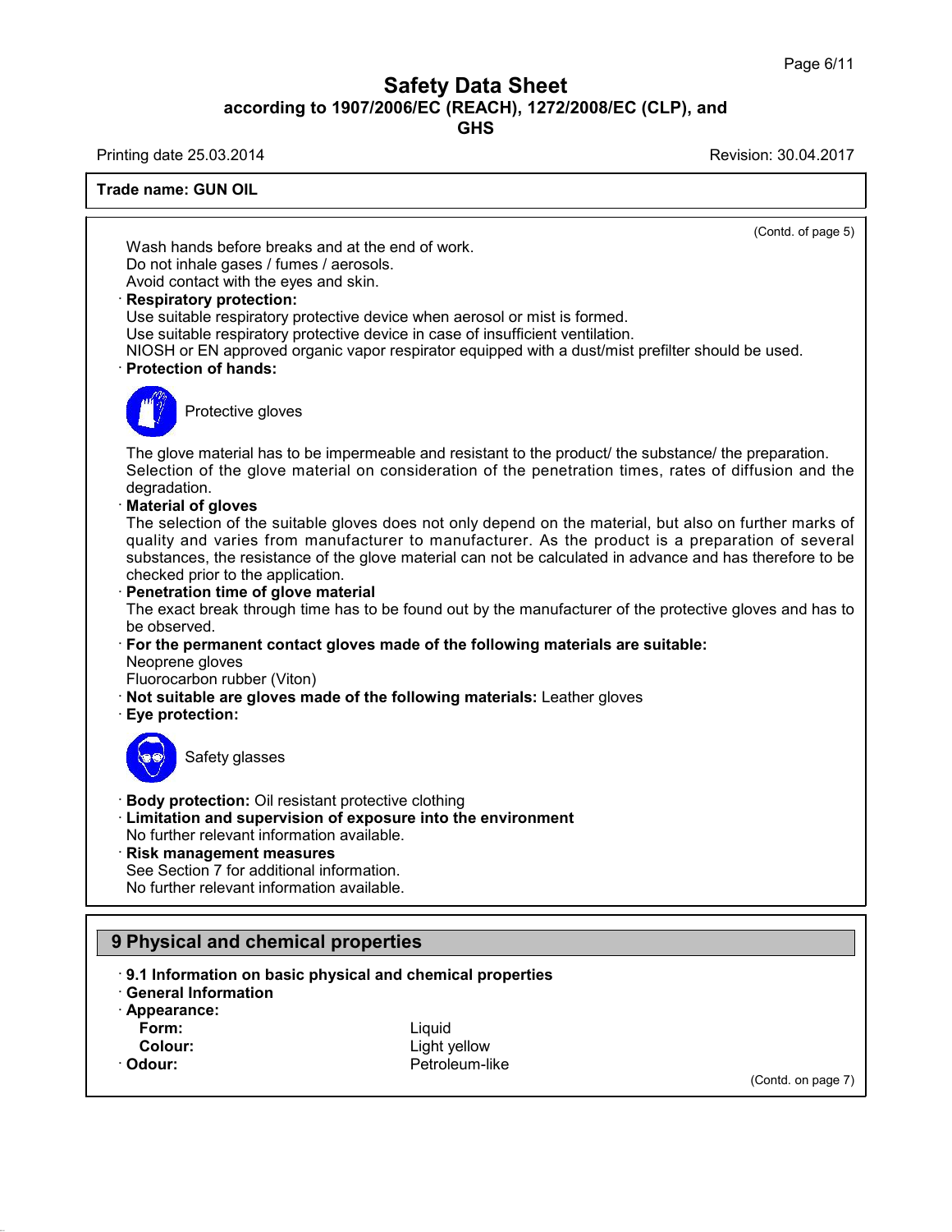Trade name: GUN OIL

(Contd. of page 5)

Wash hands before breaks and at the end of work.
Do not inhale gases / fumes / aerosols.
Avoid contact with the eyes and skin.

· **Respiratory protection:**
Use suitable respiratory protective device when aerosol or mist is formed.
Use suitable respiratory protective device in case of insufficient ventilation.
NIOSH or EN approved organic vapor respirator equipped with a dust/mist prefilter should be used.

· **Protection of hands:**

Protective gloves

The glove material has to be impermeable and resistant to the product/ the substance/ the preparation.
Selection of the glove material on consideration of the penetration times, rates of diffusion and the degradation.

· **Material of gloves**
The selection of the suitable gloves does not only depend on the material, but also on further marks of quality and varies from manufacturer to manufacturer. As the product is a preparation of several substances, the resistance of the glove material can not be calculated in advance and has therefore to be checked prior to the application.

· **Penetration time of glove material**
The exact break through time has to be found out by the manufacturer of the protective gloves and has to be observed.

· **For the permanent contact gloves made of the following materials are suitable:**
Neoprene gloves
Fluorocarbon rubber (Viton)

· **Not suitable are gloves made of the following materials:** Leather gloves

· **Eye protection:**

Safety glasses

· **Body protection:** Oil resistant protective clothing

· **Limitation and supervision of exposure into the environment**
No further relevant information available.

· **Risk management measures**
See Section 7 for additional information.
No further relevant information available.

## 9 Physical and chemical properties

· **9.1 Information on basic physical and chemical properties**

· **General Information**

· **Appearance:**

| | |
|---|---|
| **Form:** | Liquid |
| **Colour:** | Light yellow |
| · **Odour:** | Petroleum-like |

(Contd. on page 7)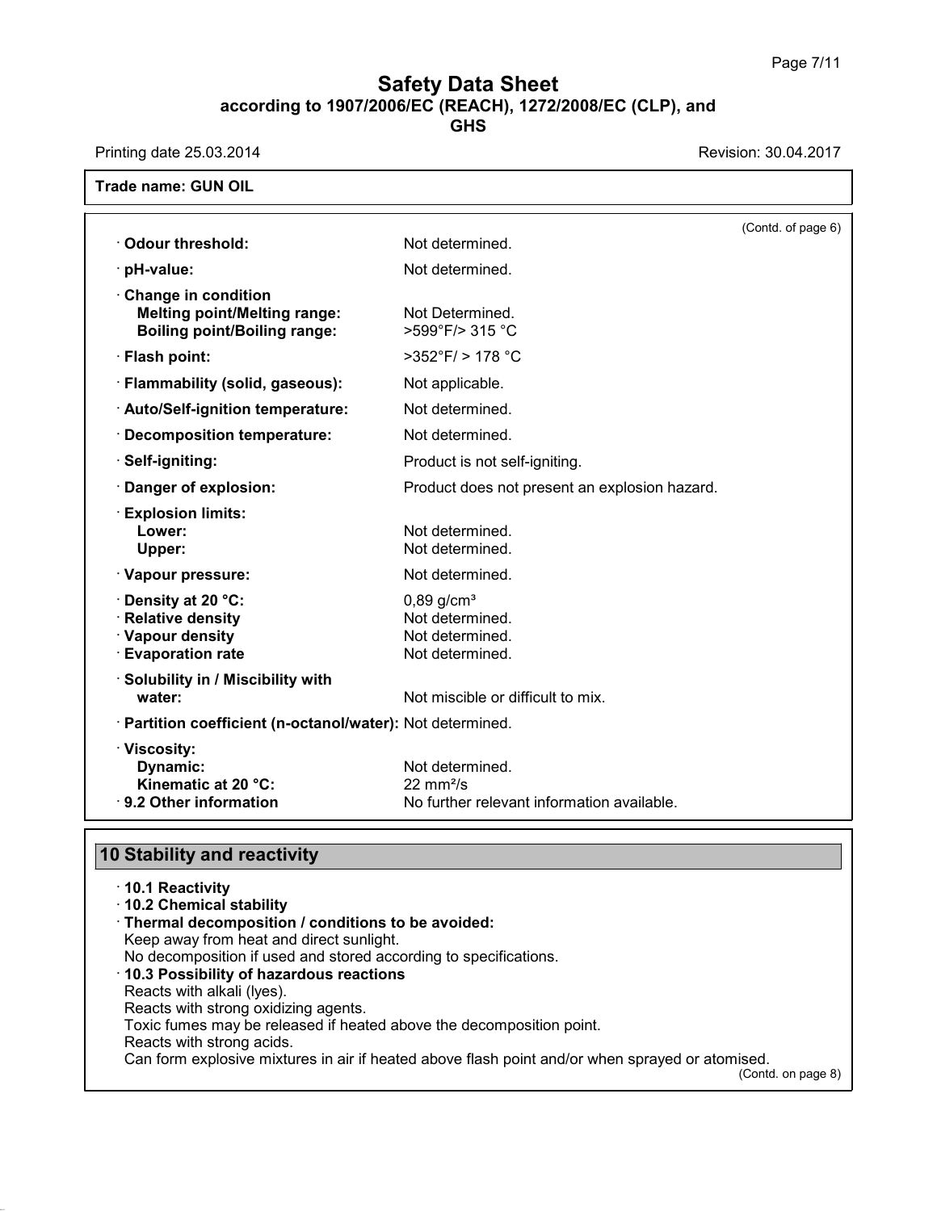**Trade name: GUN OIL**

(Contd. of page 6)

| | |
|---|---|
| · **Odour threshold:** | Not determined. |
| · **pH-value:** | Not determined. |
| · **Change in condition** | |
| **Melting point/Melting range:** | Not Determined. |
| **Boiling point/Boiling range:** | >599°F/> 315 °C |
| · **Flash point:** | >352°F/ > 178 °C |
| · **Flammability (solid, gaseous):** | Not applicable. |
| · **Auto/Self-ignition temperature:** | Not determined. |
| · **Decomposition temperature:** | Not determined. |
| · **Self-igniting:** | Product is not self-igniting. |
| · **Danger of explosion:** | Product does not present an explosion hazard. |
| · **Explosion limits:** | |
| **Lower:** | Not determined. |
| **Upper:** | Not determined. |
| · **Vapour pressure:** | Not determined. |
| · **Density at 20 °C:** | 0,89 g/cm³ |
| · **Relative density** | Not determined. |
| · **Vapour density** | Not determined. |
| · **Evaporation rate** | Not determined. |
| · **Solubility in / Miscibility with water:** | Not miscible or difficult to mix. |
| · **Partition coefficient (n-octanol/water):** | Not determined. |
| · **Viscosity:** | |
| **Dynamic:** | Not determined. |
| **Kinematic at 20 °C:** | 22 mm²/s |
| · **9.2 Other information** | No further relevant information available. |

## 10 Stability and reactivity

· **10.1 Reactivity**
· **10.2 Chemical stability**
· **Thermal decomposition / conditions to be avoided:**
Keep away from heat and direct sunlight.
No decomposition if used and stored according to specifications.
· **10.3 Possibility of hazardous reactions**
Reacts with alkali (lyes).
Reacts with strong oxidizing agents.
Toxic fumes may be released if heated above the decomposition point.
Reacts with strong acids.
Can form explosive mixtures in air if heated above flash point and/or when sprayed or atomised.

(Contd. on page 8)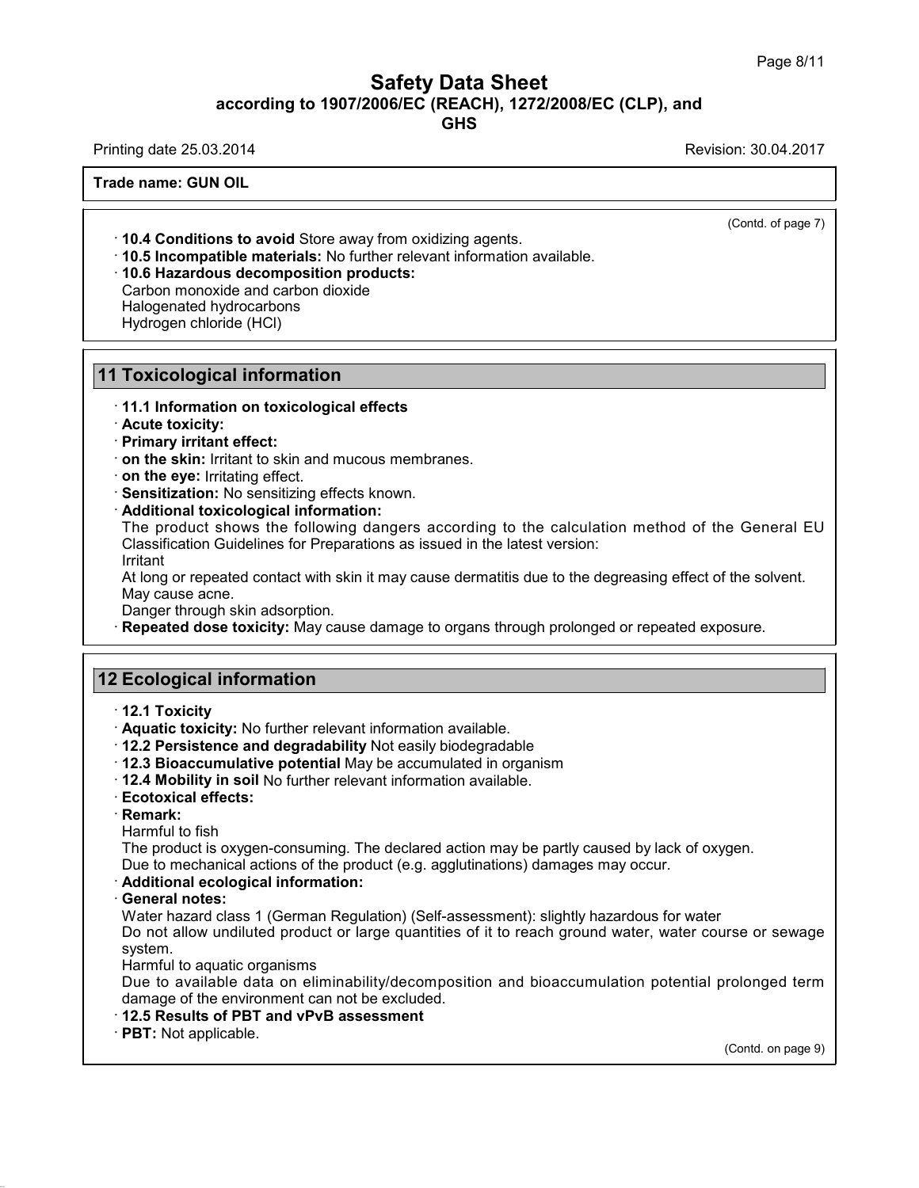**Trade name: GUN OIL**

(Contd. of page 7)

- **10.4 Conditions to avoid** Store away from oxidizing agents.
- **10.5 Incompatible materials:** No further relevant information available.
- **10.6 Hazardous decomposition products:**
  Carbon monoxide and carbon dioxide
  Halogenated hydrocarbons
  Hydrogen chloride (HCl)

## 11 Toxicological information

- **11.1 Information on toxicological effects**
- **Acute toxicity:**
- **Primary irritant effect:**
- **on the skin:** Irritant to skin and mucous membranes.
- **on the eye:** Irritating effect.
- **Sensitization:** No sensitizing effects known.
- **Additional toxicological information:**
  The product shows the following dangers according to the calculation method of the General EU Classification Guidelines for Preparations as issued in the latest version:
  Irritant
  At long or repeated contact with skin it may cause dermatitis due to the degreasing effect of the solvent.
  May cause acne.
  Danger through skin adsorption.
- **Repeated dose toxicity:** May cause damage to organs through prolonged or repeated exposure.

## 12 Ecological information

- **12.1 Toxicity**
- **Aquatic toxicity:** No further relevant information available.
- **12.2 Persistence and degradability** Not easily biodegradable
- **12.3 Bioaccumulative potential** May be accumulated in organism
- **12.4 Mobility in soil** No further relevant information available.
- **Ecotoxical effects:**
- **Remark:**
  Harmful to fish
  The product is oxygen-consuming. The declared action may be partly caused by lack of oxygen.
  Due to mechanical actions of the product (e.g. agglutinations) damages may occur.
- **Additional ecological information:**
- **General notes:**
  Water hazard class 1 (German Regulation) (Self-assessment): slightly hazardous for water
  Do not allow undiluted product or large quantities of it to reach ground water, water course or sewage system.
  Harmful to aquatic organisms
  Due to available data on eliminability/decomposition and bioaccumulation potential prolonged term damage of the environment can not be excluded.
- **12.5 Results of PBT and vPvB assessment**
- **PBT:** Not applicable.

(Contd. on page 9)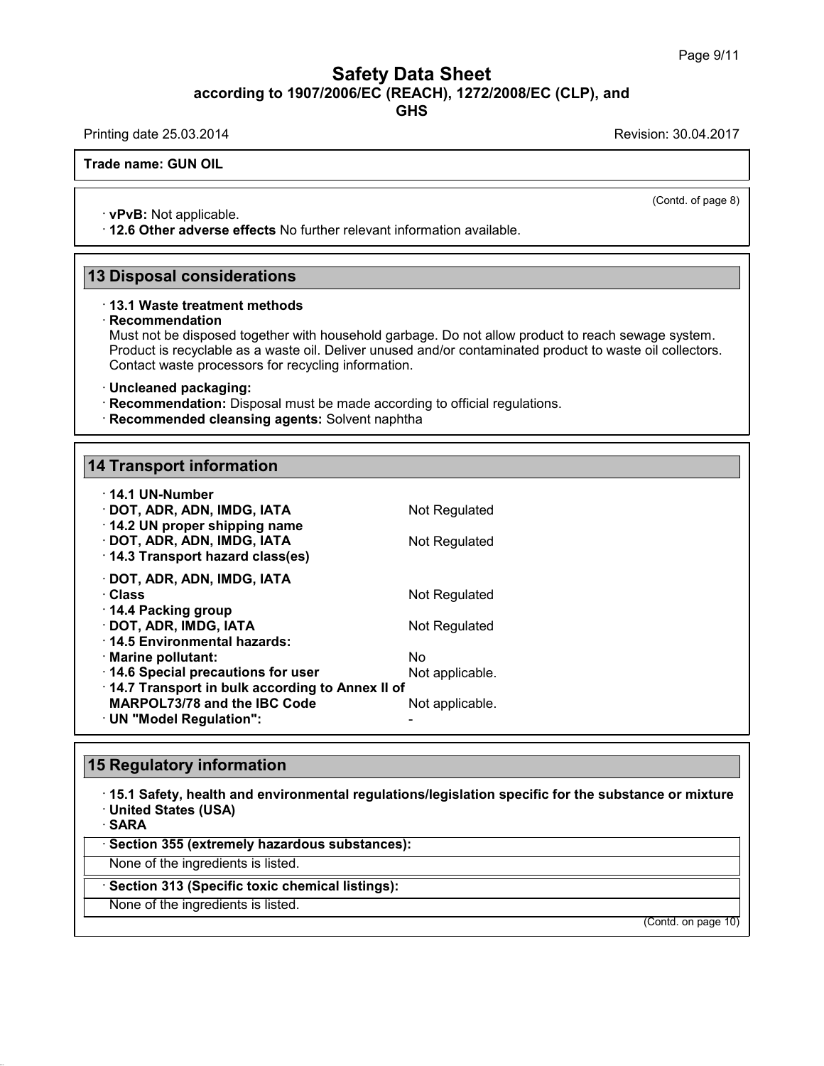(Contd. of page 8)

· **vPvB:** Not applicable.
· **12.6 Other adverse effects** No further relevant information available.

## 13 Disposal considerations

· **13.1 Waste treatment methods**
· **Recommendation**
Must not be disposed together with household garbage. Do not allow product to reach sewage system. Product is recyclable as a waste oil. Deliver unused and/or contaminated product to waste oil collectors. Contact waste processors for recycling information.

· **Uncleaned packaging:**
· **Recommendation:** Disposal must be made according to official regulations.
· **Recommended cleansing agents:** Solvent naphtha

## 14 Transport information

· **14.1 UN-Number**
· **DOT, ADR, ADN, IMDG, IATA** Not Regulated
· **14.2 UN proper shipping name**
· **DOT, ADR, ADN, IMDG, IATA** Not Regulated
· **14.3 Transport hazard class(es)**

· **DOT, ADR, ADN, IMDG, IATA**
· **Class** Not Regulated
· **14.4 Packing group**
· **DOT, ADR, IMDG, IATA** Not Regulated
· **14.5 Environmental hazards:**
· **Marine pollutant:** No
· **14.6 Special precautions for user** Not applicable.
· **14.7 Transport in bulk according to Annex II of MARPOL73/78 and the IBC Code** Not applicable.
· **UN "Model Regulation":** -

## 15 Regulatory information

· **15.1 Safety, health and environmental regulations/legislation specific for the substance or mixture**
· **United States (USA)**
· **SARA**

· **Section 355 (extremely hazardous substances):**
None of the ingredients is listed.

· **Section 313 (Specific toxic chemical listings):**
None of the ingredients is listed.

(Contd. on page 10)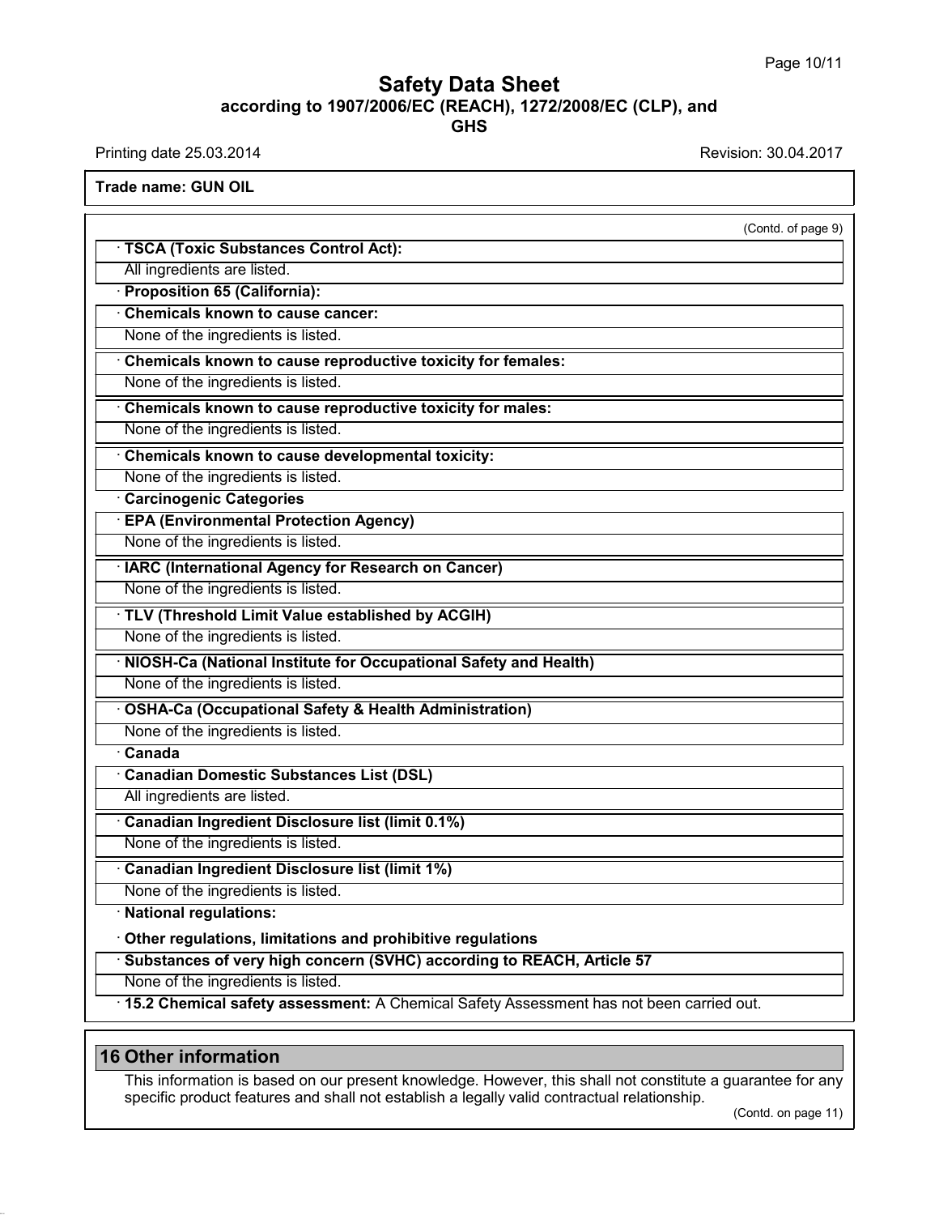(Contd. of page 9)

· **TSCA (Toxic Substances Control Act):**

All ingredients are listed.

· **Proposition 65 (California):**

· **Chemicals known to cause cancer:**

None of the ingredients is listed.

· **Chemicals known to cause reproductive toxicity for females:**

None of the ingredients is listed.

· **Chemicals known to cause reproductive toxicity for males:**

None of the ingredients is listed.

· **Chemicals known to cause developmental toxicity:**

None of the ingredients is listed.

· **Carcinogenic Categories**

· **EPA (Environmental Protection Agency)**

None of the ingredients is listed.

· **IARC (International Agency for Research on Cancer)**

None of the ingredients is listed.

· **TLV (Threshold Limit Value established by ACGIH)**

None of the ingredients is listed.

· **NIOSH-Ca (National Institute for Occupational Safety and Health)**

None of the ingredients is listed.

· **OSHA-Ca (Occupational Safety & Health Administration)**

None of the ingredients is listed.

· **Canada**

· **Canadian Domestic Substances List (DSL)**

All ingredients are listed.

· **Canadian Ingredient Disclosure list (limit 0.1%)**

None of the ingredients is listed.

· **Canadian Ingredient Disclosure list (limit 1%)**

None of the ingredients is listed.

· **National regulations:**

· **Other regulations, limitations and prohibitive regulations**

· **Substances of very high concern (SVHC) according to REACH, Article 57**

None of the ingredients is listed.

· **15.2 Chemical safety assessment:** A Chemical Safety Assessment has not been carried out.

## 16 Other information

This information is based on our present knowledge. However, this shall not constitute a guarantee for any specific product features and shall not establish a legally valid contractual relationship.

(Contd. on page 11)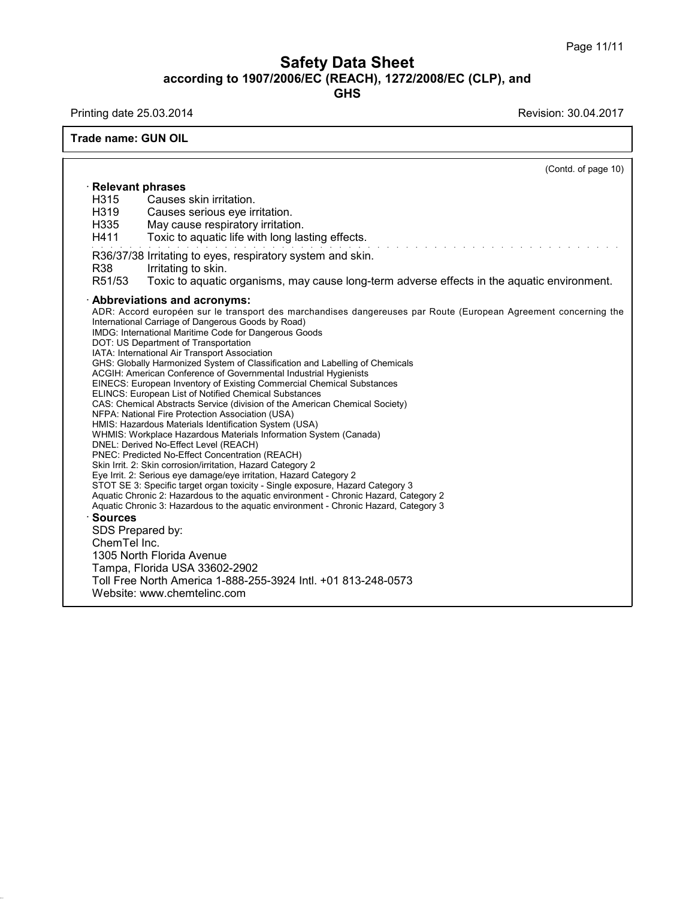Safety Data Sheet
according to 1907/2006/EC (REACH), 1272/2008/EC (CLP), and GHS

Printing date 25.03.2014 Revision: 30.04.2017

**Trade name: GUN OIL**

(Contd. of page 10)

· **Relevant phrases**

H315 Causes skin irritation.
H319 Causes serious eye irritation.
H335 May cause respiratory irritation.
H411 Toxic to aquatic life with long lasting effects.

R36/37/38 Irritating to eyes, respiratory system and skin.
R38 Irritating to skin.
R51/53 Toxic to aquatic organisms, may cause long-term adverse effects in the aquatic environment.

· **Abbreviations and acronyms:**

ADR: Accord européen sur le transport des marchandises dangereuses par Route (European Agreement concerning the International Carriage of Dangerous Goods by Road)
IMDG: International Maritime Code for Dangerous Goods
DOT: US Department of Transportation
IATA: International Air Transport Association
GHS: Globally Harmonized System of Classification and Labelling of Chemicals
ACGIH: American Conference of Governmental Industrial Hygienists
EINECS: European Inventory of Existing Commercial Chemical Substances
ELINCS: European List of Notified Chemical Substances
CAS: Chemical Abstracts Service (division of the American Chemical Society)
NFPA: National Fire Protection Association (USA)
HMIS: Hazardous Materials Identification System (USA)
WHMIS: Workplace Hazardous Materials Information System (Canada)
DNEL: Derived No-Effect Level (REACH)
PNEC: Predicted No-Effect Concentration (REACH)
Skin Irrit. 2: Skin corrosion/irritation, Hazard Category 2
Eye Irrit. 2: Serious eye damage/eye irritation, Hazard Category 2
STOT SE 3: Specific target organ toxicity - Single exposure, Hazard Category 3
Aquatic Chronic 2: Hazardous to the aquatic environment - Chronic Hazard, Category 2
Aquatic Chronic 3: Hazardous to the aquatic environment - Chronic Hazard, Category 3

· **Sources**

SDS Prepared by:
ChemTel Inc.
1305 North Florida Avenue
Tampa, Florida USA 33602-2902
Toll Free North America 1-888-255-3924 Intl. +01 813-248-0573
Website: www.chemtelinc.com